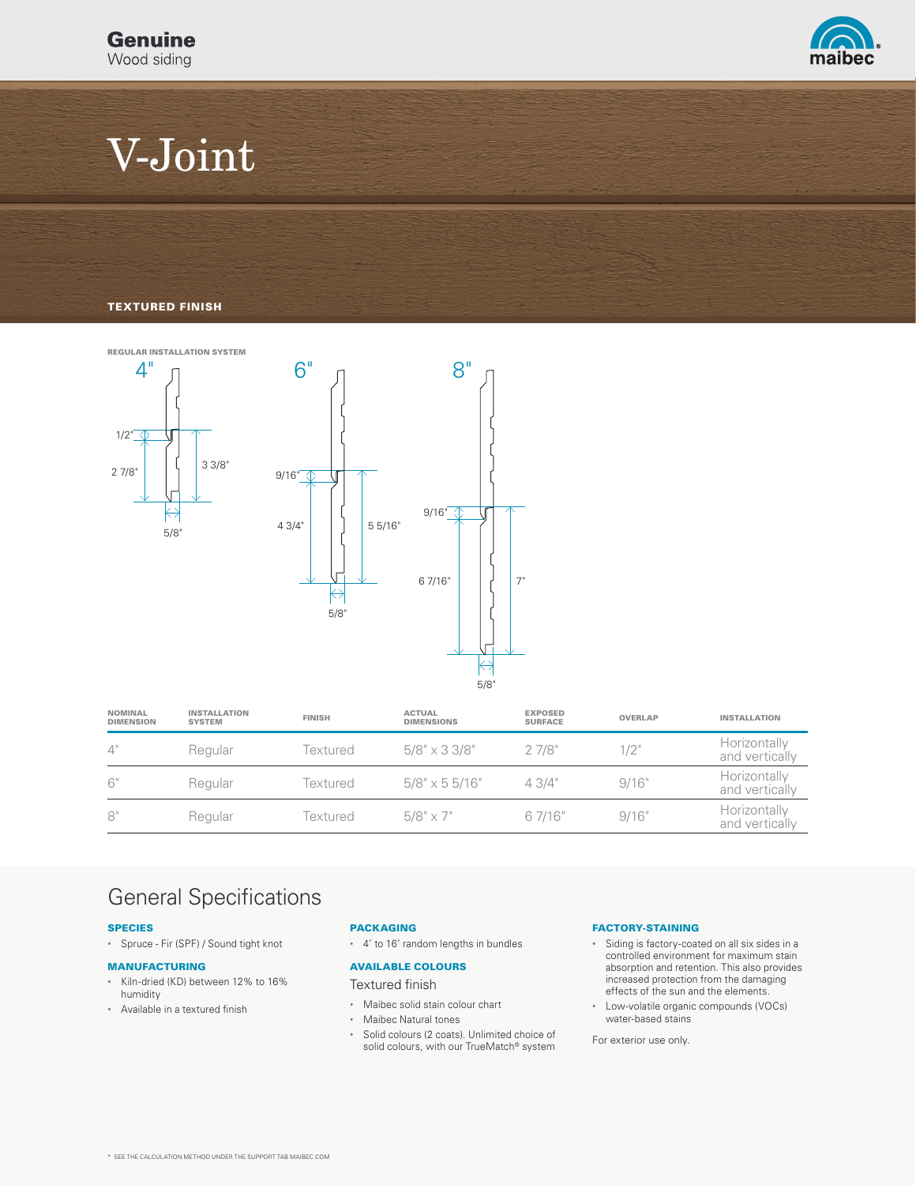**Genuine**
Wood siding

# V-Joint

**TEXTURED FINISH**

**REGULAR INSTALLATION SYSTEM**

4" — 1/2", 2 7/8", 3 3/8", 5/8"

6" — 9/16", 4 3/4", 5 5/16", 5/8"

8" — 9/16", 6 7/16", 7", 5/8"

| NOMINAL DIMENSION | INSTALLATION SYSTEM | FINISH | ACTUAL DIMENSIONS | EXPOSED SURFACE | OVERLAP | INSTALLATION |
|---|---|---|---|---|---|---|
| 4" | Regular | Textured | 5/8" x 3 3/8" | 2 7/8" | 1/2" | Horizontally and vertically |
| 6" | Regular | Textured | 5/8" x 5 5/16" | 4 3/4" | 9/16" | Horizontally and vertically |
| 8" | Regular | Textured | 5/8" x 7" | 6 7/16" | 9/16" | Horizontally and vertically |

## General Specifications

### SPECIES

- Spruce - Fir (SPF) / Sound tight knot

### MANUFACTURING

- Kiln-dried (KD) between 12% to 16% humidity
- Available in a textured finish

### PACKAGING

- 4' to 16' random lengths in bundles

### AVAILABLE COLOURS

Textured finish

- Maibec solid stain colour chart
- Maibec Natural tones
- Solid colours (2 coats). Unlimited choice of solid colours, with our TrueMatch® system

### FACTORY-STAINING

- Siding is factory-coated on all six sides in a controlled environment for maximum stain absorption and retention. This also provides increased protection from the damaging effects of the sun and the elements.
- Low-volatile organic compounds (VOCs) water-based stains

For exterior use only.

* SEE THE CALCULATION METHOD UNDER THE SUPPORT TAB MAIBEC.COM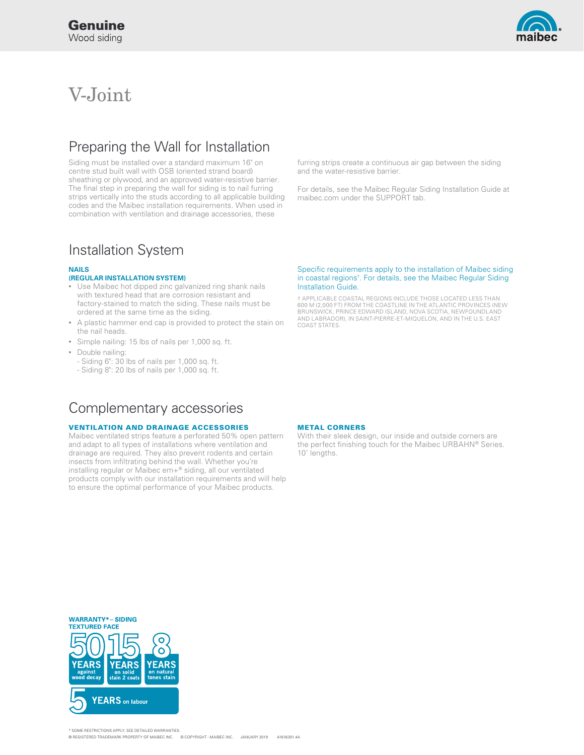# V-Joint

## Preparing the Wall for Installation

Siding must be installed over a standard maximum 16" on centre stud built wall with OSB (oriented strand board) sheathing or plywood, and an approved water-resistive barrier. The final step in preparing the wall for siding is to nail furring strips vertically into the studs according to all applicable building codes and the Maibec installation requirements. When used in combination with ventilation and drainage accessories, these furring strips create a continuous air gap between the siding and the water-resistive barrier.

For details, see the Maibec Regular Siding Installation Guide at maibec.com under the SUPPORT tab.

## Installation System

**NAILS**
**(REGULAR INSTALLATION SYSTEM)**

- Use Maibec hot dipped zinc galvanized ring shank nails with textured head that are corrosion resistant and factory-stained to match the siding. These nails must be ordered at the same time as the siding.
- A plastic hammer end cap is provided to protect the stain on the nail heads.
- Simple nailing: 15 lbs of nails per 1,000 sq. ft.
- Double nailing:
  - Siding 6": 30 lbs of nails per 1,000 sq. ft.
  - Siding 8": 20 lbs of nails per 1,000 sq. ft.

Specific requirements apply to the installation of Maibec siding in coastal regions†. For details, see the Maibec Regular Siding Installation Guide.

† APPLICABLE COASTAL REGIONS INCLUDE THOSE LOCATED LESS THAN 600 M (2,000 FT) FROM THE COASTLINE IN THE ATLANTIC PROVINCES (NEW BRUNSWICK, PRINCE EDWARD ISLAND, NOVA SCOTIA, NEWFOUNDLAND AND LABRADOR), IN SAINT-PIERRE-ET-MIQUELON, AND IN THE U.S. EAST COAST STATES.

## Complementary accessories

**VENTILATION AND DRAINAGE ACCESSORIES**

Maibec ventilated strips feature a perforated 50% open pattern and adapt to all types of installations where ventilation and drainage are required. They also prevent rodents and certain insects from infiltrating behind the wall. Whether you're installing regular or Maibec em+® siding, all our ventilated products comply with our installation requirements and will help to ensure the optimal performance of your Maibec products.

**METAL CORNERS**

With their sleek design, our inside and outside corners are the perfect finishing touch for the Maibec URBAHN® Series. 10' lengths.

**WARRANTY* – SIDING TEXTURED FACE**

50 YEARS against wood decay

15 YEARS on solid stain 2 coats

8 YEARS on natural tones stain

5 YEARS on labour

* SOME RESTRICTIONS APPLY. SEE DETAILED WARRANTIES.
® REGISTERED TRADEMARK PROPERTY OF MAIBEC INC. © COPYRIGHT - MAIBEC INC. JANUARY 2019 A1616301.4A